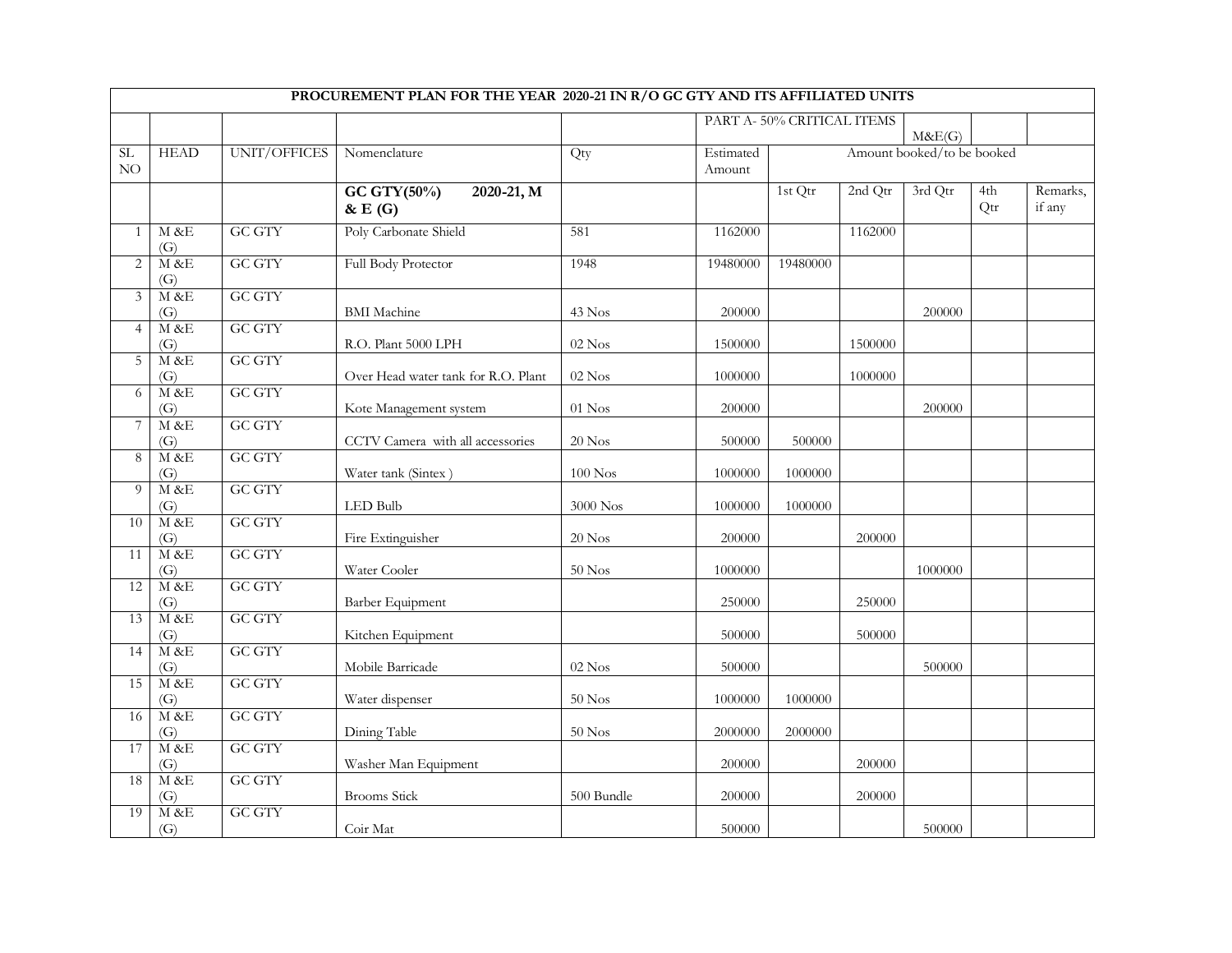| PROCUREMENT PLAN FOR THE YEAR 2020-21 IN R/O GC GTY AND ITS AFFILIATED UNITS | | | | | | | | | | |
|---|---|---|---|---|---|---|---|---|---|---|
| | | | | | PART A- 50% CRITICAL ITEMS | | | M&E(G) | | |
| SL NO | HEAD | UNIT/OFFICES | Nomenclature | Qty | Estimated Amount | Amount booked/to be booked | | | | |
| | | | **GC GTY(50%) 2020-21, M & E (G)** | | | 1st Qtr | 2nd Qtr | 3rd Qtr | 4th Qtr | Remarks, if any |
| 1 | M &E (G) | GC GTY | Poly Carbonate Shield | 581 | 1162000 | | 1162000 | | | |
| 2 | M &E (G) | GC GTY | Full Body Protector | 1948 | 19480000 | 19480000 | | | | |
| 3 | M &E (G) | GC GTY | BMI Machine | 43 Nos | 200000 | | | 200000 | | |
| 4 | M &E (G) | GC GTY | R.O. Plant 5000 LPH | 02 Nos | 1500000 | | 1500000 | | | |
| 5 | M &E (G) | GC GTY | Over Head water tank for R.O. Plant | 02 Nos | 1000000 | | 1000000 | | | |
| 6 | M &E (G) | GC GTY | Kote Management system | 01 Nos | 200000 | | | 200000 | | |
| 7 | M &E (G) | GC GTY | CCTV Camera with all accessories | 20 Nos | 500000 | 500000 | | | | |
| 8 | M &E (G) | GC GTY | Water tank (Sintex ) | 100 Nos | 1000000 | 1000000 | | | | |
| 9 | M &E (G) | GC GTY | LED Bulb | 3000 Nos | 1000000 | 1000000 | | | | |
| 10 | M &E (G) | GC GTY | Fire Extinguisher | 20 Nos | 200000 | | 200000 | | | |
| 11 | M &E (G) | GC GTY | Water Cooler | 50 Nos | 1000000 | | | 1000000 | | |
| 12 | M &E (G) | GC GTY | Barber Equipment | | 250000 | | 250000 | | | |
| 13 | M &E (G) | GC GTY | Kitchen Equipment | | 500000 | | 500000 | | | |
| 14 | M &E (G) | GC GTY | Mobile Barricade | 02 Nos | 500000 | | | 500000 | | |
| 15 | M &E (G) | GC GTY | Water dispenser | 50 Nos | 1000000 | 1000000 | | | | |
| 16 | M &E (G) | GC GTY | Dining Table | 50 Nos | 2000000 | 2000000 | | | | |
| 17 | M &E (G) | GC GTY | Washer Man Equipment | | 200000 | | 200000 | | | |
| 18 | M &E (G) | GC GTY | Brooms Stick | 500 Bundle | 200000 | | 200000 | | | |
| 19 | M &E (G) | GC GTY | Coir Mat | | 500000 | | | 500000 | | |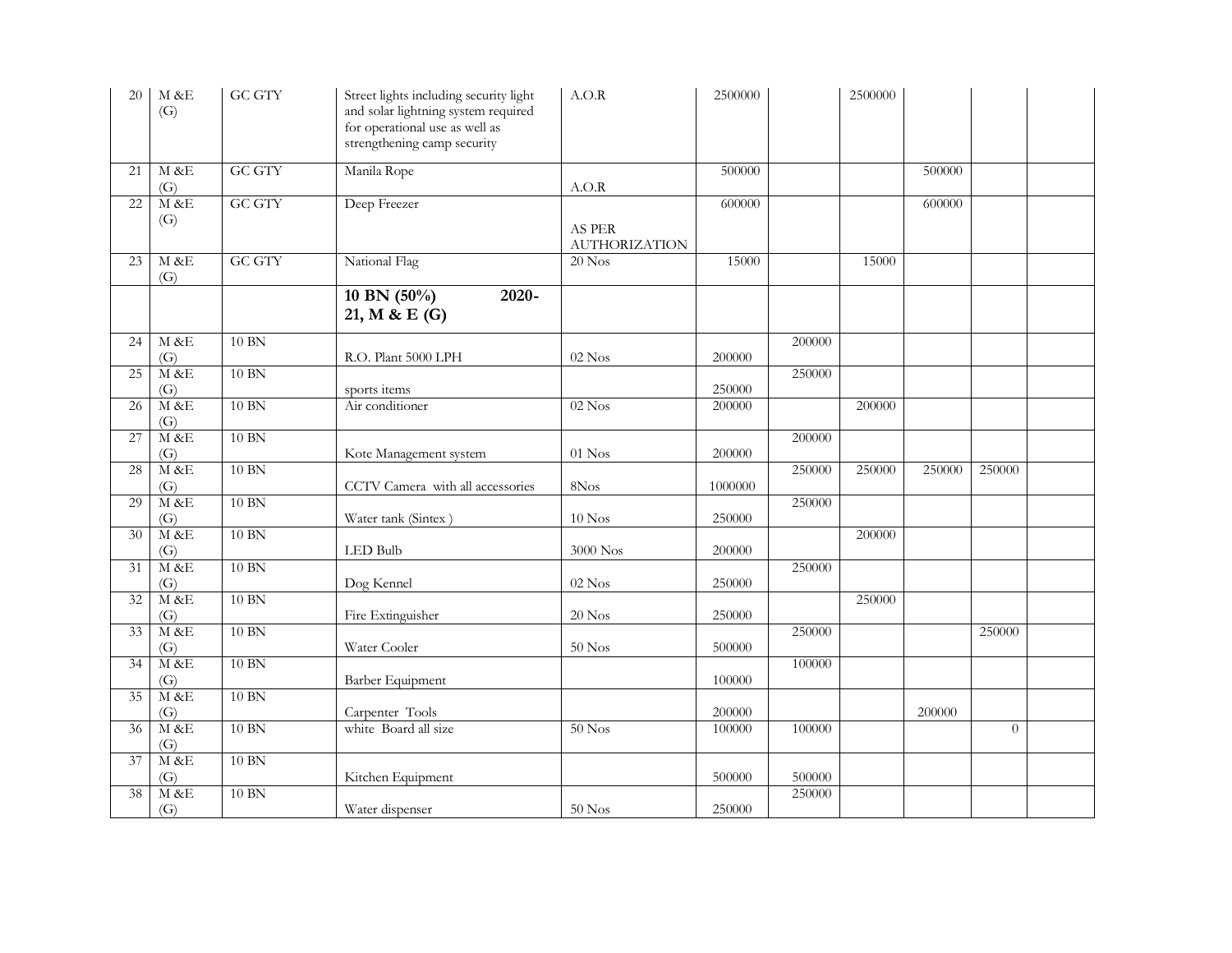| 20 | M &E (G) | GC GTY | Street lights including security light and solar lightning system required for operational use as well as strengthening camp security | A.O.R | 2500000 | | 2500000 | | | |
|---|---|---|---|---|---|---|---|---|---|---|
| 21 | M &E (G) | GC GTY | Manila Rope | A.O.R | 500000 | | | 500000 | | |
| 22 | M &E (G) | GC GTY | Deep Freezer | AS PER AUTHORIZATION | 600000 | | | 600000 | | |
| 23 | M &E (G) | GC GTY | National Flag | 20 Nos | 15000 | | 15000 | | | |
| | | | **10 BN (50%) 2020-21, M & E (G)** | | | | | | | |
| 24 | M &E (G) | 10 BN | R.O. Plant 5000 LPH | 02 Nos | 200000 | 200000 | | | | |
| 25 | M &E (G) | 10 BN | sports items | | 250000 | 250000 | | | | |
| 26 | M &E (G) | 10 BN | Air conditioner | 02 Nos | 200000 | | 200000 | | | |
| 27 | M &E (G) | 10 BN | Kote Management system | 01 Nos | 200000 | 200000 | | | | |
| 28 | M &E (G) | 10 BN | CCTV Camera with all accessories | 8Nos | 1000000 | 250000 | 250000 | 250000 | 250000 | |
| 29 | M &E (G) | 10 BN | Water tank (Sintex ) | 10 Nos | 250000 | 250000 | | | | |
| 30 | M &E (G) | 10 BN | LED Bulb | 3000 Nos | 200000 | | 200000 | | | |
| 31 | M &E (G) | 10 BN | Dog Kennel | 02 Nos | 250000 | 250000 | | | | |
| 32 | M &E (G) | 10 BN | Fire Extinguisher | 20 Nos | 250000 | | 250000 | | | |
| 33 | M &E (G) | 10 BN | Water Cooler | 50 Nos | 500000 | 250000 | | | 250000 | |
| 34 | M &E (G) | 10 BN | Barber Equipment | | 100000 | 100000 | | | | |
| 35 | M &E (G) | 10 BN | Carpenter Tools | | 200000 | | | 200000 | | |
| 36 | M &E (G) | 10 BN | white Board all size | 50 Nos | 100000 | 100000 | | | 0 | |
| 37 | M &E (G) | 10 BN | Kitchen Equipment | | 500000 | 500000 | | | | |
| 38 | M &E (G) | 10 BN | Water dispenser | 50 Nos | 250000 | 250000 | | | | |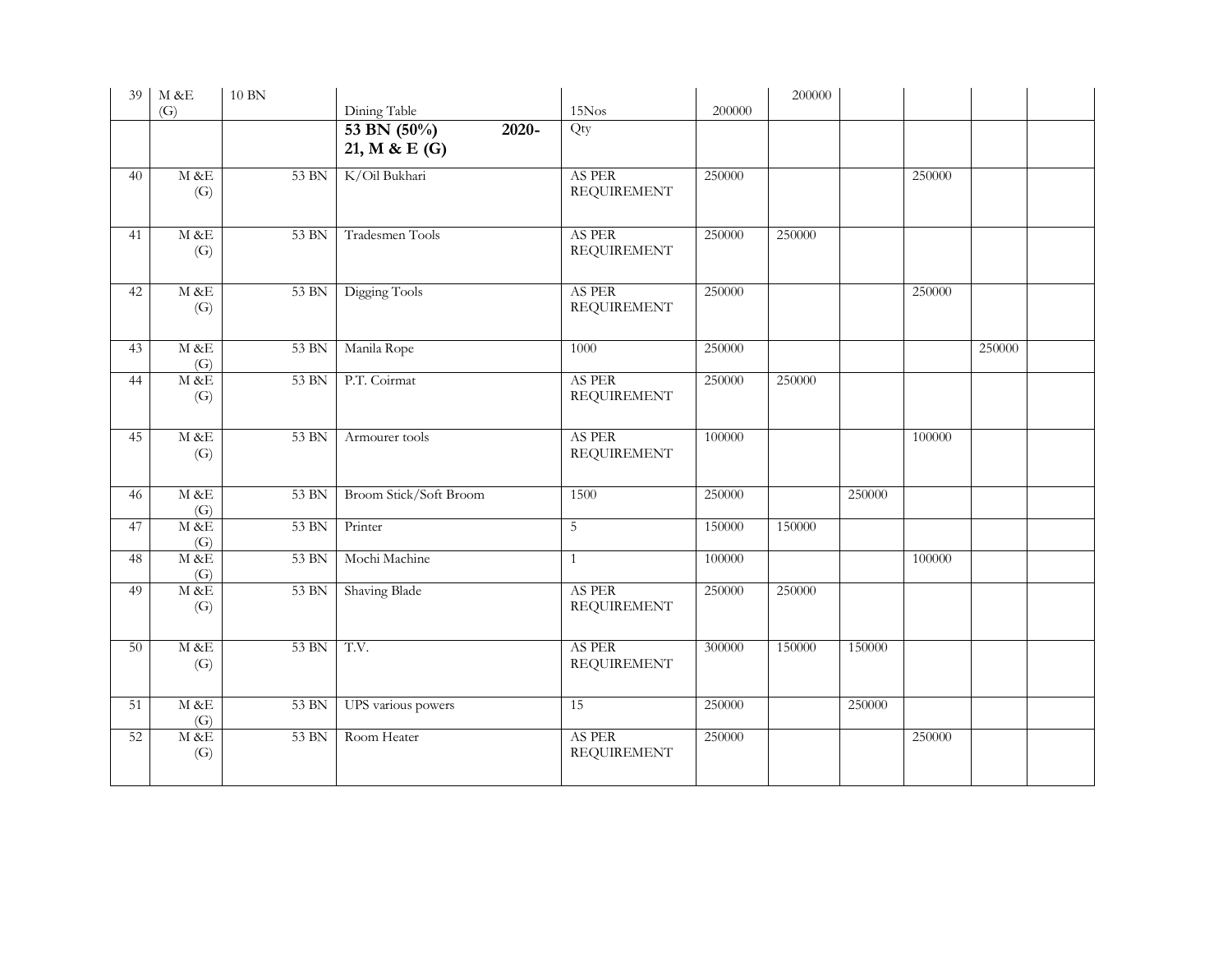| 39 | M &E (G) | 10 BN | Dining Table | 15Nos | 200000 | 200000 | | | | |
|---|---|---|---|---|---|---|---|---|---|---|
| | | | **53 BN (50%) 2020-21, M & E (G)** | Qty | | | | | | |
| 40 | M &E (G) | 53 BN | K/Oil Bukhari | AS PER REQUIREMENT | 250000 | | | 250000 | | |
| 41 | M &E (G) | 53 BN | Tradesmen Tools | AS PER REQUIREMENT | 250000 | 250000 | | | | |
| 42 | M &E (G) | 53 BN | Digging Tools | AS PER REQUIREMENT | 250000 | | | 250000 | | |
| 43 | M &E (G) | 53 BN | Manila Rope | 1000 | 250000 | | | | 250000 | |
| 44 | M &E (G) | 53 BN | P.T. Coirmat | AS PER REQUIREMENT | 250000 | 250000 | | | | |
| 45 | M &E (G) | 53 BN | Armourer tools | AS PER REQUIREMENT | 100000 | | | 100000 | | |
| 46 | M &E (G) | 53 BN | Broom Stick/Soft Broom | 1500 | 250000 | | 250000 | | | |
| 47 | M &E (G) | 53 BN | Printer | 5 | 150000 | 150000 | | | | |
| 48 | M &E (G) | 53 BN | Mochi Machine | 1 | 100000 | | | 100000 | | |
| 49 | M &E (G) | 53 BN | Shaving Blade | AS PER REQUIREMENT | 250000 | 250000 | | | | |
| 50 | M &E (G) | 53 BN | T.V. | AS PER REQUIREMENT | 300000 | 150000 | 150000 | | | |
| 51 | M &E (G) | 53 BN | UPS various powers | 15 | 250000 | | 250000 | | | |
| 52 | M &E (G) | 53 BN | Room Heater | AS PER REQUIREMENT | 250000 | | | 250000 | | |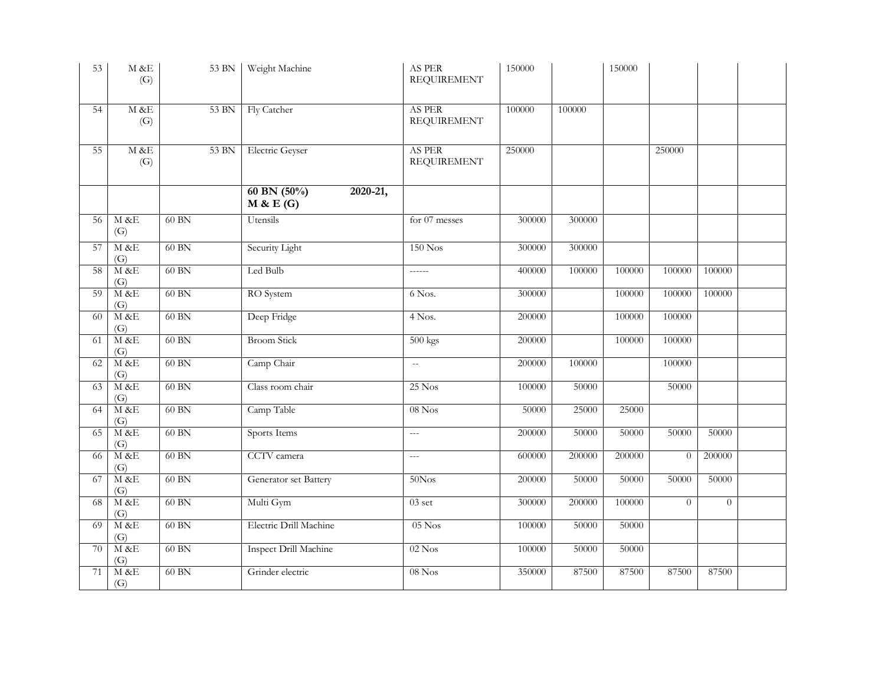| | | | | | | | | | | |
|---|---|---|---|---|---|---|---|---|---|---|
| 53 | M &E (G) | 53 BN | Weight Machine | AS PER REQUIREMENT | 150000 | | 150000 | | | |
| 54 | M &E (G) | 53 BN | Fly Catcher | AS PER REQUIREMENT | 100000 | 100000 | | | | |
| 55 | M &E (G) | 53 BN | Electric Geyser | AS PER REQUIREMENT | 250000 | | | 250000 | | |
| | | | **60 BN (50%) 2020-21, M & E (G)** | | | | | | | |
| 56 | M &E (G) | 60 BN | Utensils | for 07 messes | 300000 | 300000 | | | | |
| 57 | M &E (G) | 60 BN | Security Light | 150 Nos | 300000 | 300000 | | | | |
| 58 | M &E (G) | 60 BN | Led Bulb | ------ | 400000 | 100000 | 100000 | 100000 | 100000 | |
| 59 | M &E (G) | 60 BN | RO System | 6 Nos. | 300000 | | 100000 | 100000 | 100000 | |
| 60 | M &E (G) | 60 BN | Deep Fridge | 4 Nos. | 200000 | | 100000 | 100000 | | |
| 61 | M &E (G) | 60 BN | Broom Stick | 500 kgs | 200000 | | 100000 | 100000 | | |
| 62 | M &E (G) | 60 BN | Camp Chair | -- | 200000 | 100000 | | 100000 | | |
| 63 | M &E (G) | 60 BN | Class room chair | 25 Nos | 100000 | 50000 | | 50000 | | |
| 64 | M &E (G) | 60 BN | Camp Table | 08 Nos | 50000 | 25000 | 25000 | | | |
| 65 | M &E (G) | 60 BN | Sports Items | --- | 200000 | 50000 | 50000 | 50000 | 50000 | |
| 66 | M &E (G) | 60 BN | CCTV camera | --- | 600000 | 200000 | 200000 | 0 | 200000 | |
| 67 | M &E (G) | 60 BN | Generator set Battery | 50Nos | 200000 | 50000 | 50000 | 50000 | 50000 | |
| 68 | M &E (G) | 60 BN | Multi Gym | 03 set | 300000 | 200000 | 100000 | 0 | 0 | |
| 69 | M &E (G) | 60 BN | Electric Drill Machine | 05 Nos | 100000 | 50000 | 50000 | | | |
| 70 | M &E (G) | 60 BN | Inspect Drill Machine | 02 Nos | 100000 | 50000 | 50000 | | | |
| 71 | M &E (G) | 60 BN | Grinder electric | 08 Nos | 350000 | 87500 | 87500 | 87500 | 87500 | |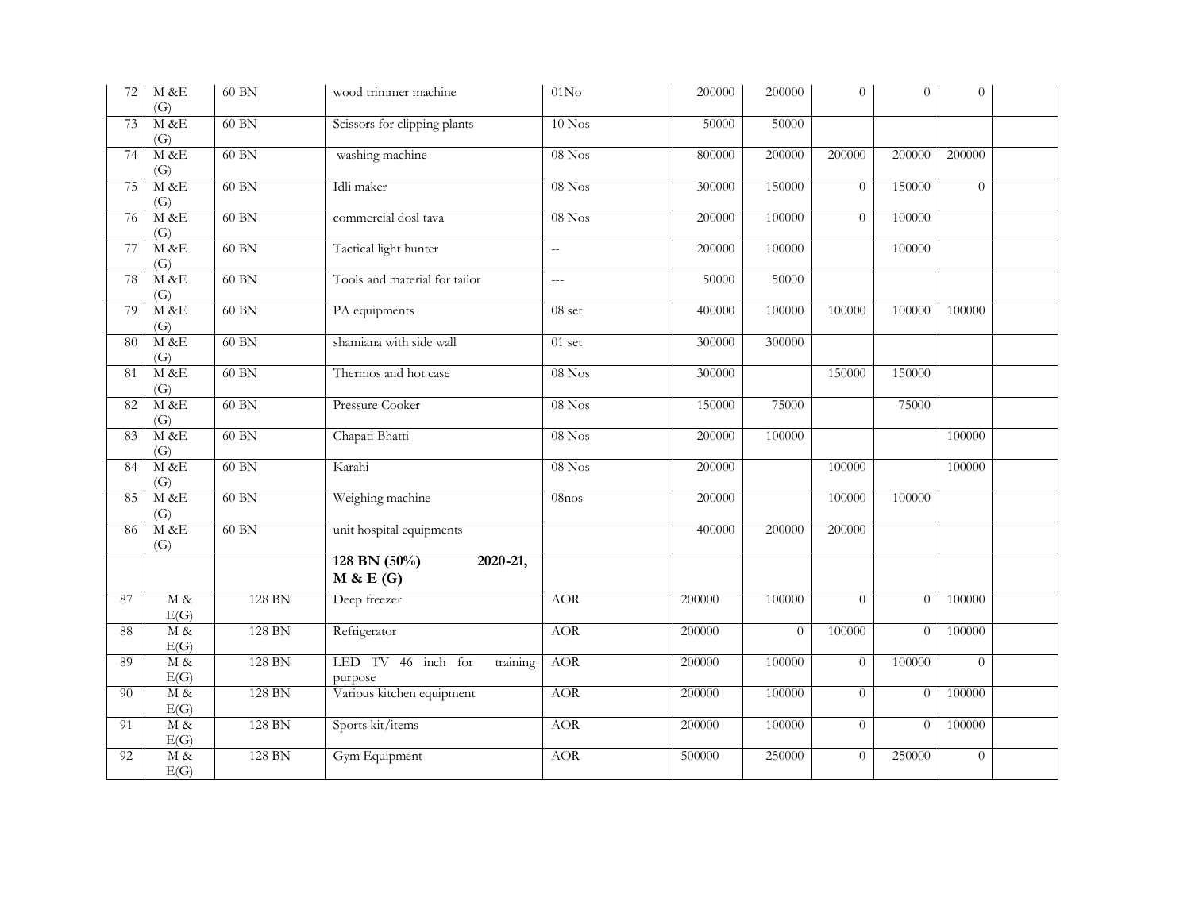| | | | | | | | | | | |
|---|---|---|---|---|---|---|---|---|---|---|
| 72 | M &E (G) | 60 BN | wood trimmer machine | 01No | 200000 | 200000 | 0 | 0 | 0 | |
| 73 | M &E (G) | 60 BN | Scissors for clipping plants | 10 Nos | 50000 | 50000 | | | | |
| 74 | M &E (G) | 60 BN | washing machine | 08 Nos | 800000 | 200000 | 200000 | 200000 | 200000 | |
| 75 | M &E (G) | 60 BN | Idli maker | 08 Nos | 300000 | 150000 | 0 | 150000 | 0 | |
| 76 | M &E (G) | 60 BN | commercial dosl tava | 08 Nos | 200000 | 100000 | 0 | 100000 | | |
| 77 | M &E (G) | 60 BN | Tactical light hunter | -- | 200000 | 100000 | | 100000 | | |
| 78 | M &E (G) | 60 BN | Tools and material for tailor | --- | 50000 | 50000 | | | | |
| 79 | M &E (G) | 60 BN | PA equipments | 08 set | 400000 | 100000 | 100000 | 100000 | 100000 | |
| 80 | M &E (G) | 60 BN | shamiana with side wall | 01 set | 300000 | 300000 | | | | |
| 81 | M &E (G) | 60 BN | Thermos and hot case | 08 Nos | 300000 | | 150000 | 150000 | | |
| 82 | M &E (G) | 60 BN | Pressure Cooker | 08 Nos | 150000 | 75000 | | 75000 | | |
| 83 | M &E (G) | 60 BN | Chapati Bhatti | 08 Nos | 200000 | 100000 | | | 100000 | |
| 84 | M &E (G) | 60 BN | Karahi | 08 Nos | 200000 | | 100000 | | 100000 | |
| 85 | M &E (G) | 60 BN | Weighing machine | 08nos | 200000 | | 100000 | 100000 | | |
| 86 | M &E (G) | 60 BN | unit hospital equipments | | 400000 | 200000 | 200000 | | | |
| | | | **128 BN (50%) 2020-21, M & E (G)** | | | | | | | |
| 87 | M & E(G) | 128 BN | Deep freezer | AOR | 200000 | 100000 | 0 | 0 | 100000 | |
| 88 | M & E(G) | 128 BN | Refrigerator | AOR | 200000 | 0 | 100000 | 0 | 100000 | |
| 89 | M & E(G) | 128 BN | LED TV 46 inch for training purpose | AOR | 200000 | 100000 | 0 | 100000 | 0 | |
| 90 | M & E(G) | 128 BN | Various kitchen equipment | AOR | 200000 | 100000 | 0 | 0 | 100000 | |
| 91 | M & E(G) | 128 BN | Sports kit/items | AOR | 200000 | 100000 | 0 | 0 | 100000 | |
| 92 | M & E(G) | 128 BN | Gym Equipment | AOR | 500000 | 250000 | 0 | 250000 | 0 | |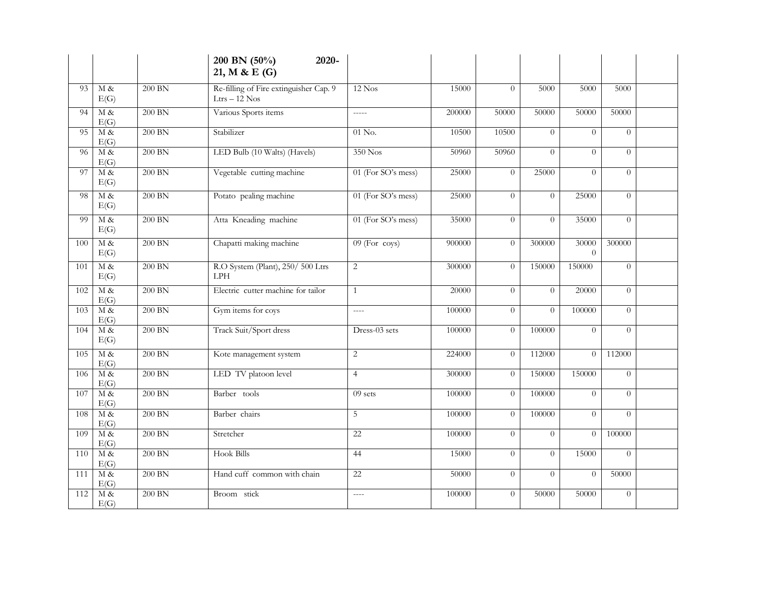| | | | 200 BN (50%) 2020-21, M & E (G) | | | | | | | |
|---|---|---|---|---|---|---|---|---|---|---|
| 93 | M & E(G) | 200 BN | Re-filling of Fire extinguisher Cap. 9 Ltrs – 12 Nos | 12 Nos | 15000 | 0 | 5000 | 5000 | 5000 | |
| 94 | M & E(G) | 200 BN | Various Sports items | ----- | 200000 | 50000 | 50000 | 50000 | 50000 | |
| 95 | M & E(G) | 200 BN | Stabilizer | 01 No. | 10500 | 10500 | 0 | 0 | 0 | |
| 96 | M & E(G) | 200 BN | LED Bulb (10 Walts) (Havels) | 350 Nos | 50960 | 50960 | 0 | 0 | 0 | |
| 97 | M & E(G) | 200 BN | Vegetable cutting machine | 01 (For SO's mess) | 25000 | 0 | 25000 | 0 | 0 | |
| 98 | M & E(G) | 200 BN | Potato pealing machine | 01 (For SO's mess) | 25000 | 0 | 0 | 25000 | 0 | |
| 99 | M & E(G) | 200 BN | Atta Kneading machine | 01 (For SO's mess) | 35000 | 0 | 0 | 35000 | 0 | |
| 100 | M & E(G) | 200 BN | Chapatti making machine | 09 (For coys) | 900000 | 0 | 300000 | 300000 | 300000 | |
| 101 | M & E(G) | 200 BN | R.O System (Plant), 250/ 500 Ltrs LPH | 2 | 300000 | 0 | 150000 | 150000 | 0 | |
| 102 | M & E(G) | 200 BN | Electric cutter machine for tailor | 1 | 20000 | 0 | 0 | 20000 | 0 | |
| 103 | M & E(G) | 200 BN | Gym items for coys | ---- | 100000 | 0 | 0 | 100000 | 0 | |
| 104 | M & E(G) | 200 BN | Track Suit/Sport dress | Dress-03 sets | 100000 | 0 | 100000 | 0 | 0 | |
| 105 | M & E(G) | 200 BN | Kote management system | 2 | 224000 | 0 | 112000 | 0 | 112000 | |
| 106 | M & E(G) | 200 BN | LED TV platoon level | 4 | 300000 | 0 | 150000 | 150000 | 0 | |
| 107 | M & E(G) | 200 BN | Barber tools | 09 sets | 100000 | 0 | 100000 | 0 | 0 | |
| 108 | M & E(G) | 200 BN | Barber chairs | 5 | 100000 | 0 | 100000 | 0 | 0 | |
| 109 | M & E(G) | 200 BN | Stretcher | 22 | 100000 | 0 | 0 | 0 | 100000 | |
| 110 | M & E(G) | 200 BN | Hook Bills | 44 | 15000 | 0 | 0 | 15000 | 0 | |
| 111 | M & E(G) | 200 BN | Hand cuff common with chain | 22 | 50000 | 0 | 0 | 0 | 50000 | |
| 112 | M & E(G) | 200 BN | Broom stick | ---- | 100000 | 0 | 50000 | 50000 | 0 | |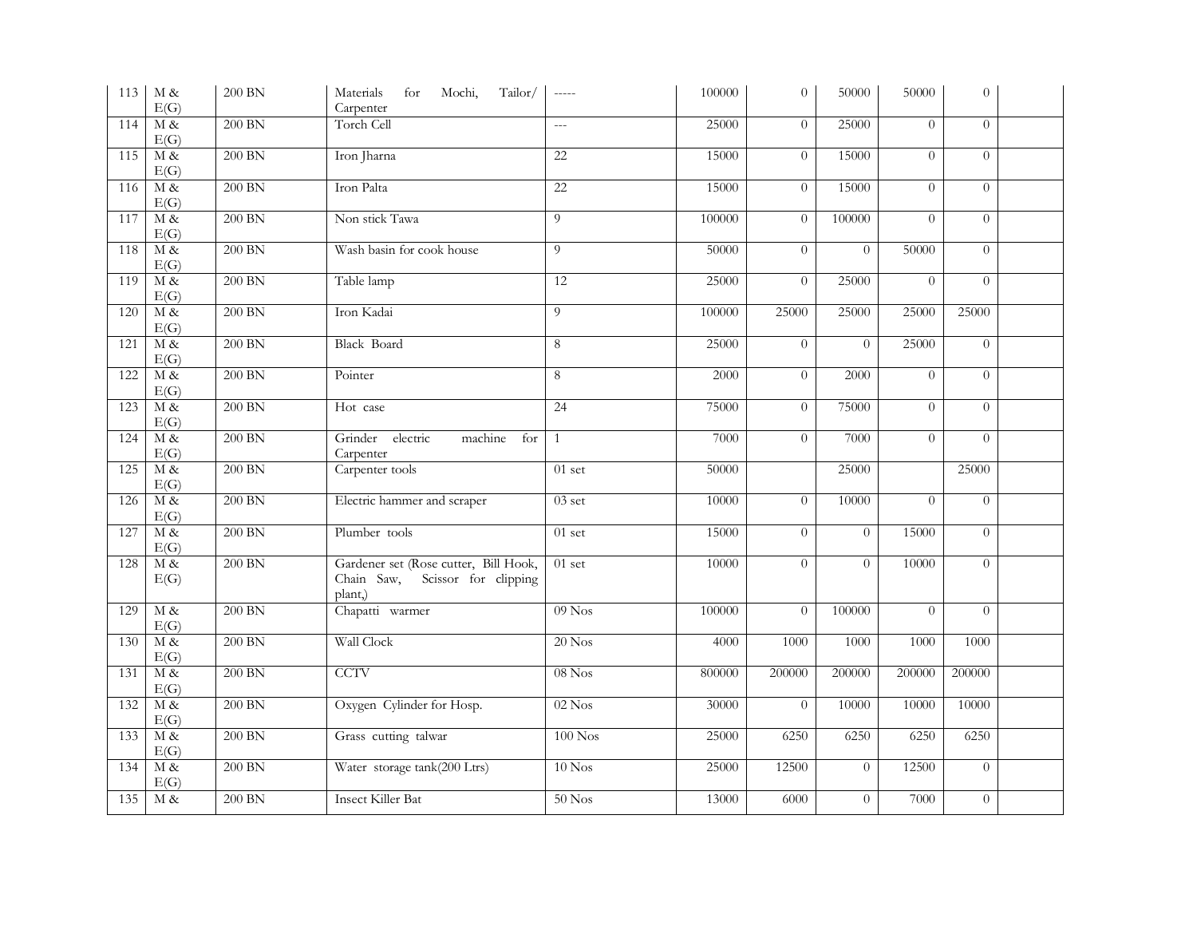| 113 | M & E(G) | 200 BN | Materials for Mochi, Tailor/ Carpenter | ----- | 100000 | 0 | 50000 | 50000 | 0 | |
|---|---|---|---|---|---|---|---|---|---|---|
| 114 | M & E(G) | 200 BN | Torch Cell | --- | 25000 | 0 | 25000 | 0 | 0 | |
| 115 | M & E(G) | 200 BN | Iron Jharna | 22 | 15000 | 0 | 15000 | 0 | 0 | |
| 116 | M & E(G) | 200 BN | Iron Palta | 22 | 15000 | 0 | 15000 | 0 | 0 | |
| 117 | M & E(G) | 200 BN | Non stick Tawa | 9 | 100000 | 0 | 100000 | 0 | 0 | |
| 118 | M & E(G) | 200 BN | Wash basin for cook house | 9 | 50000 | 0 | 0 | 50000 | 0 | |
| 119 | M & E(G) | 200 BN | Table lamp | 12 | 25000 | 0 | 25000 | 0 | 0 | |
| 120 | M & E(G) | 200 BN | Iron Kadai | 9 | 100000 | 25000 | 25000 | 25000 | 25000 | |
| 121 | M & E(G) | 200 BN | Black Board | 8 | 25000 | 0 | 0 | 25000 | 0 | |
| 122 | M & E(G) | 200 BN | Pointer | 8 | 2000 | 0 | 2000 | 0 | 0 | |
| 123 | M & E(G) | 200 BN | Hot case | 24 | 75000 | 0 | 75000 | 0 | 0 | |
| 124 | M & E(G) | 200 BN | Grinder electric machine for Carpenter | 1 | 7000 | 0 | 7000 | 0 | 0 | |
| 125 | M & E(G) | 200 BN | Carpenter tools | 01 set | 50000 | | 25000 | | 25000 | |
| 126 | M & E(G) | 200 BN | Electric hammer and scraper | 03 set | 10000 | 0 | 10000 | 0 | 0 | |
| 127 | M & E(G) | 200 BN | Plumber tools | 01 set | 15000 | 0 | 0 | 15000 | 0 | |
| 128 | M & E(G) | 200 BN | Gardener set (Rose cutter, Bill Hook, Chain Saw, Scissor for clipping plant,) | 01 set | 10000 | 0 | 0 | 10000 | 0 | |
| 129 | M & E(G) | 200 BN | Chapatti warmer | 09 Nos | 100000 | 0 | 100000 | 0 | 0 | |
| 130 | M & E(G) | 200 BN | Wall Clock | 20 Nos | 4000 | 1000 | 1000 | 1000 | 1000 | |
| 131 | M & E(G) | 200 BN | CCTV | 08 Nos | 800000 | 200000 | 200000 | 200000 | 200000 | |
| 132 | M & E(G) | 200 BN | Oxygen Cylinder for Hosp. | 02 Nos | 30000 | 0 | 10000 | 10000 | 10000 | |
| 133 | M & E(G) | 200 BN | Grass cutting talwar | 100 Nos | 25000 | 6250 | 6250 | 6250 | 6250 | |
| 134 | M & E(G) | 200 BN | Water storage tank(200 Ltrs) | 10 Nos | 25000 | 12500 | 0 | 12500 | 0 | |
| 135 | M & | 200 BN | Insect Killer Bat | 50 Nos | 13000 | 6000 | 0 | 7000 | 0 | |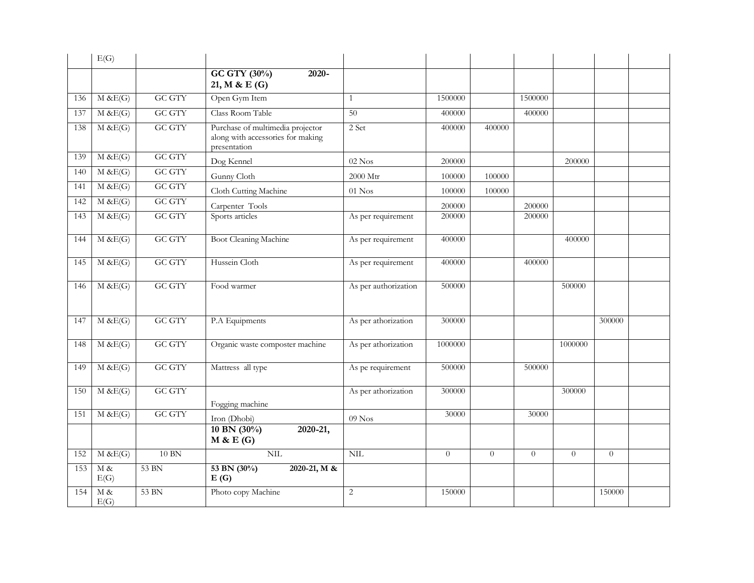| | E(G) | | | | | | | | | |
|---|---|---|---|---|---|---|---|---|---|---|
| | | | **GC GTY (30%) 2020-21, M & E (G)** | | | | | | | |
| 136 | M &E(G) | GC GTY | Open Gym Item | 1 | 1500000 | | 1500000 | | | |
| 137 | M &E(G) | GC GTY | Class Room Table | 50 | 400000 | | 400000 | | | |
| 138 | M &E(G) | GC GTY | Purchase of multimedia projector along with accessories for making presentation | 2 Set | 400000 | 400000 | | | | |
| 139 | M &E(G) | GC GTY | Dog Kennel | 02 Nos | 200000 | | | 200000 | | |
| 140 | M &E(G) | GC GTY | Gunny Cloth | 2000 Mtr | 100000 | 100000 | | | | |
| 141 | M &E(G) | GC GTY | Cloth Cutting Machine | 01 Nos | 100000 | 100000 | | | | |
| 142 | M &E(G) | GC GTY | Carpenter Tools | | 200000 | | 200000 | | | |
| 143 | M &E(G) | GC GTY | Sports articles | As per requirement | 200000 | | 200000 | | | |
| 144 | M &E(G) | GC GTY | Boot Cleaning Machine | As per requirement | 400000 | | | 400000 | | |
| 145 | M &E(G) | GC GTY | Hussein Cloth | As per requirement | 400000 | | 400000 | | | |
| 146 | M &E(G) | GC GTY | Food warmer | As per authorization | 500000 | | | 500000 | | |
| 147 | M &E(G) | GC GTY | P.A Equipments | As per athorization | 300000 | | | | 300000 | |
| 148 | M &E(G) | GC GTY | Organic waste composter machine | As per athorization | 1000000 | | | 1000000 | | |
| 149 | M &E(G) | GC GTY | Mattress all type | As pe requirement | 500000 | | 500000 | | | |
| 150 | M &E(G) | GC GTY | Fogging machine | As per athorization | 300000 | | | 300000 | | |
| 151 | M &E(G) | GC GTY | Iron (Dhobi) | 09 Nos | 30000 | | 30000 | | | |
| | | | **10 BN (30%) 2020-21, M & E (G)** | | | | | | | |
| 152 | M &E(G) | 10 BN | NIL | NIL | 0 | 0 | 0 | 0 | 0 | |
| 153 | M & E(G) | 53 BN | **53 BN (30%) 2020-21, M & E (G)** | | | | | | | |
| 154 | M & E(G) | 53 BN | Photo copy Machine | 2 | 150000 | | | | 150000 | |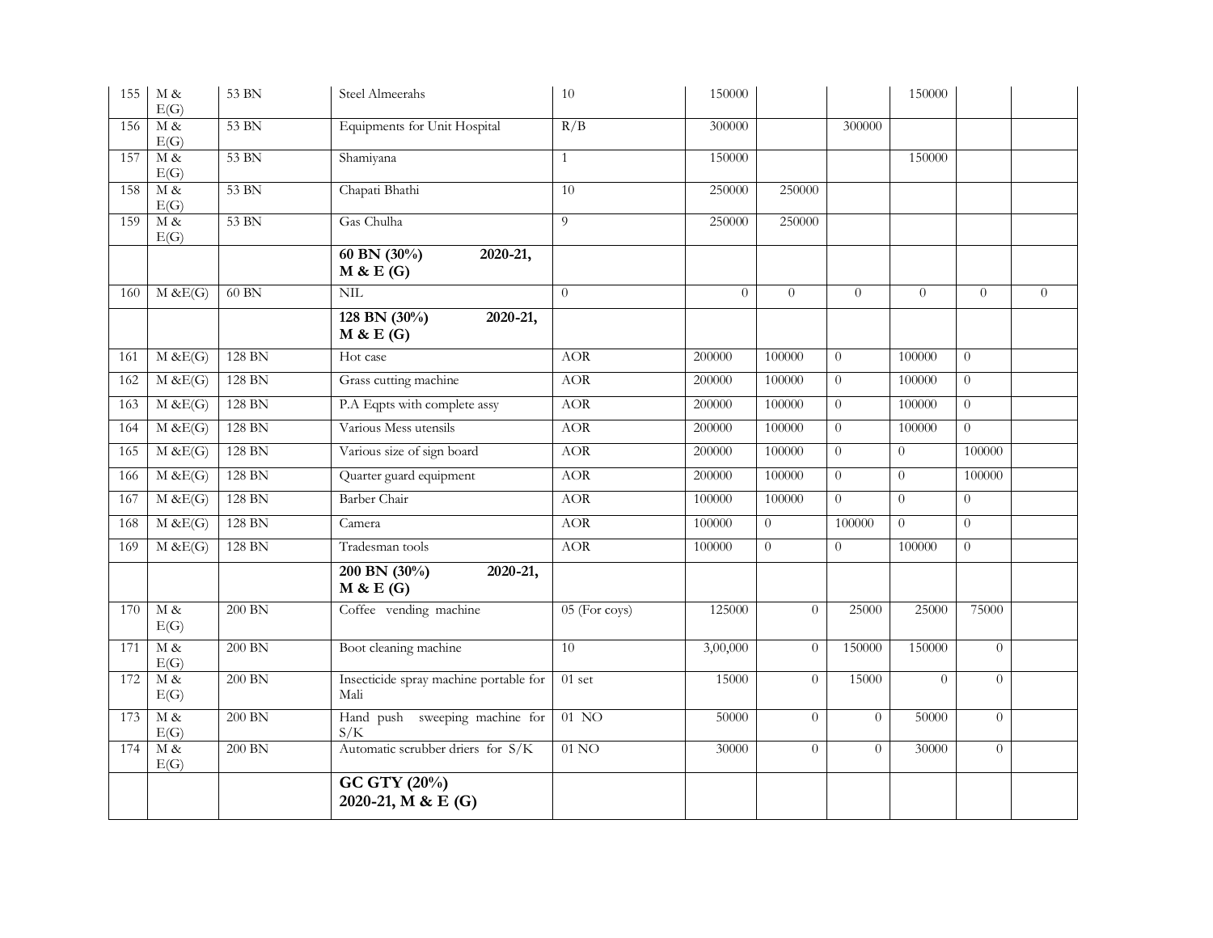| | | | | | | | | | | |
|---|---|---|---|---|---|---|---|---|---|---|
| 155 | M & E(G) | 53 BN | Steel Almeerahs | 10 | 150000 | | | 150000 | | |
| 156 | M & E(G) | 53 BN | Equipments for Unit Hospital | R/B | 300000 | | 300000 | | | |
| 157 | M & E(G) | 53 BN | Shamiyana | 1 | 150000 | | | 150000 | | |
| 158 | M & E(G) | 53 BN | Chapati Bhathi | 10 | 250000 | 250000 | | | | |
| 159 | M & E(G) | 53 BN | Gas Chulha | 9 | 250000 | 250000 | | | | |
| | | | **60 BN (30%) 2020-21, M & E (G)** | | | | | | | |
| 160 | M &E(G) | 60 BN | NIL | 0 | 0 | 0 | 0 | 0 | 0 | 0 |
| | | | **128 BN (30%) 2020-21, M & E (G)** | | | | | | | |
| 161 | M &E(G) | 128 BN | Hot case | AOR | 200000 | 100000 | 0 | 100000 | 0 | |
| 162 | M &E(G) | 128 BN | Grass cutting machine | AOR | 200000 | 100000 | 0 | 100000 | 0 | |
| 163 | M &E(G) | 128 BN | P.A Eqpts with complete assy | AOR | 200000 | 100000 | 0 | 100000 | 0 | |
| 164 | M &E(G) | 128 BN | Various Mess utensils | AOR | 200000 | 100000 | 0 | 100000 | 0 | |
| 165 | M &E(G) | 128 BN | Various size of sign board | AOR | 200000 | 100000 | 0 | 0 | 100000 | |
| 166 | M &E(G) | 128 BN | Quarter guard equipment | AOR | 200000 | 100000 | 0 | 0 | 100000 | |
| 167 | M &E(G) | 128 BN | Barber Chair | AOR | 100000 | 100000 | 0 | 0 | 0 | |
| 168 | M &E(G) | 128 BN | Camera | AOR | 100000 | 0 | 100000 | 0 | 0 | |
| 169 | M &E(G) | 128 BN | Tradesman tools | AOR | 100000 | 0 | 0 | 100000 | 0 | |
| | | | **200 BN (30%) 2020-21, M & E (G)** | | | | | | | |
| 170 | M & E(G) | 200 BN | Coffee vending machine | 05 (For coys) | 125000 | 0 | 25000 | 25000 | 75000 | |
| 171 | M & E(G) | 200 BN | Boot cleaning machine | 10 | 3,00,000 | 0 | 150000 | 150000 | 0 | |
| 172 | M & E(G) | 200 BN | Insecticide spray machine portable for Mali | 01 set | 15000 | 0 | 15000 | 0 | 0 | |
| 173 | M & E(G) | 200 BN | Hand push sweeping machine for S/K | 01 NO | 50000 | 0 | 0 | 50000 | 0 | |
| 174 | M & E(G) | 200 BN | Automatic scrubber driers for S/K | 01 NO | 30000 | 0 | 0 | 30000 | 0 | |
| | | | **GC GTY (20%) 2020-21, M & E (G)** | | | | | | | |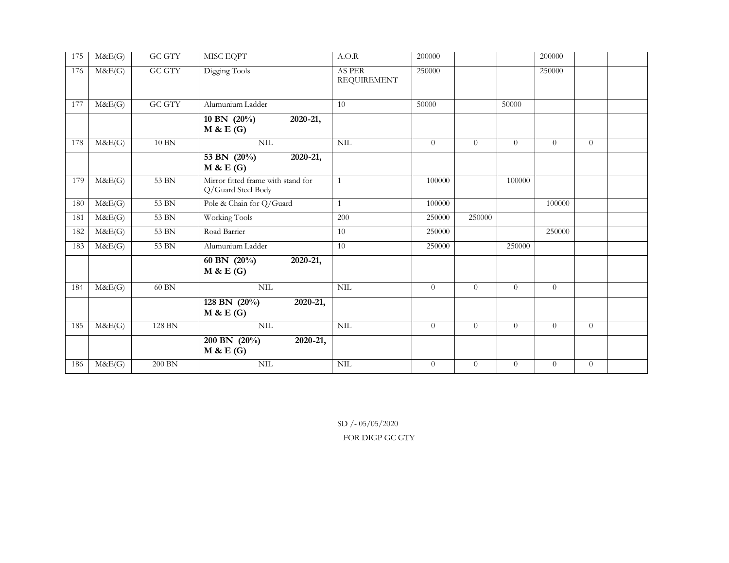| | | | | | | | | | | |
|---|---|---|---|---|---|---|---|---|---|---|
| 175 | M&E(G) | GC GTY | MISC EQPT | A.O.R | 200000 | | | 200000 | | |
| 176 | M&E(G) | GC GTY | Digging Tools | AS PER REQUIREMENT | 250000 | | | 250000 | | |
| 177 | M&E(G) | GC GTY | Alumunium Ladder | 10 | 50000 | | 50000 | | | |
| | | | **10 BN (20%) 2020-21, M & E (G)** | | | | | | | |
| 178 | M&E(G) | 10 BN | NIL | NIL | 0 | 0 | 0 | 0 | 0 | |
| | | | **53 BN (20%) 2020-21, M & E (G)** | | | | | | | |
| 179 | M&E(G) | 53 BN | Mirror fitted frame with stand for Q/Guard Steel Body | 1 | 100000 | | 100000 | | | |
| 180 | M&E(G) | 53 BN | Pole & Chain for Q/Guard | 1 | 100000 | | | 100000 | | |
| 181 | M&E(G) | 53 BN | Working Tools | 200 | 250000 | 250000 | | | | |
| 182 | M&E(G) | 53 BN | Road Barrier | 10 | 250000 | | | 250000 | | |
| 183 | M&E(G) | 53 BN | Alumunium Ladder | 10 | 250000 | | 250000 | | | |
| | | | **60 BN (20%) 2020-21, M & E (G)** | | | | | | | |
| 184 | M&E(G) | 60 BN | NIL | NIL | 0 | 0 | 0 | 0 | | |
| | | | **128 BN (20%) 2020-21, M & E (G)** | | | | | | | |
| 185 | M&E(G) | 128 BN | NIL | NIL | 0 | 0 | 0 | 0 | 0 | |
| | | | **200 BN (20%) 2020-21, M & E (G)** | | | | | | | |
| 186 | M&E(G) | 200 BN | NIL | NIL | 0 | 0 | 0 | 0 | 0 | |

SD /- 05/05/2020

FOR DIGP GC GTY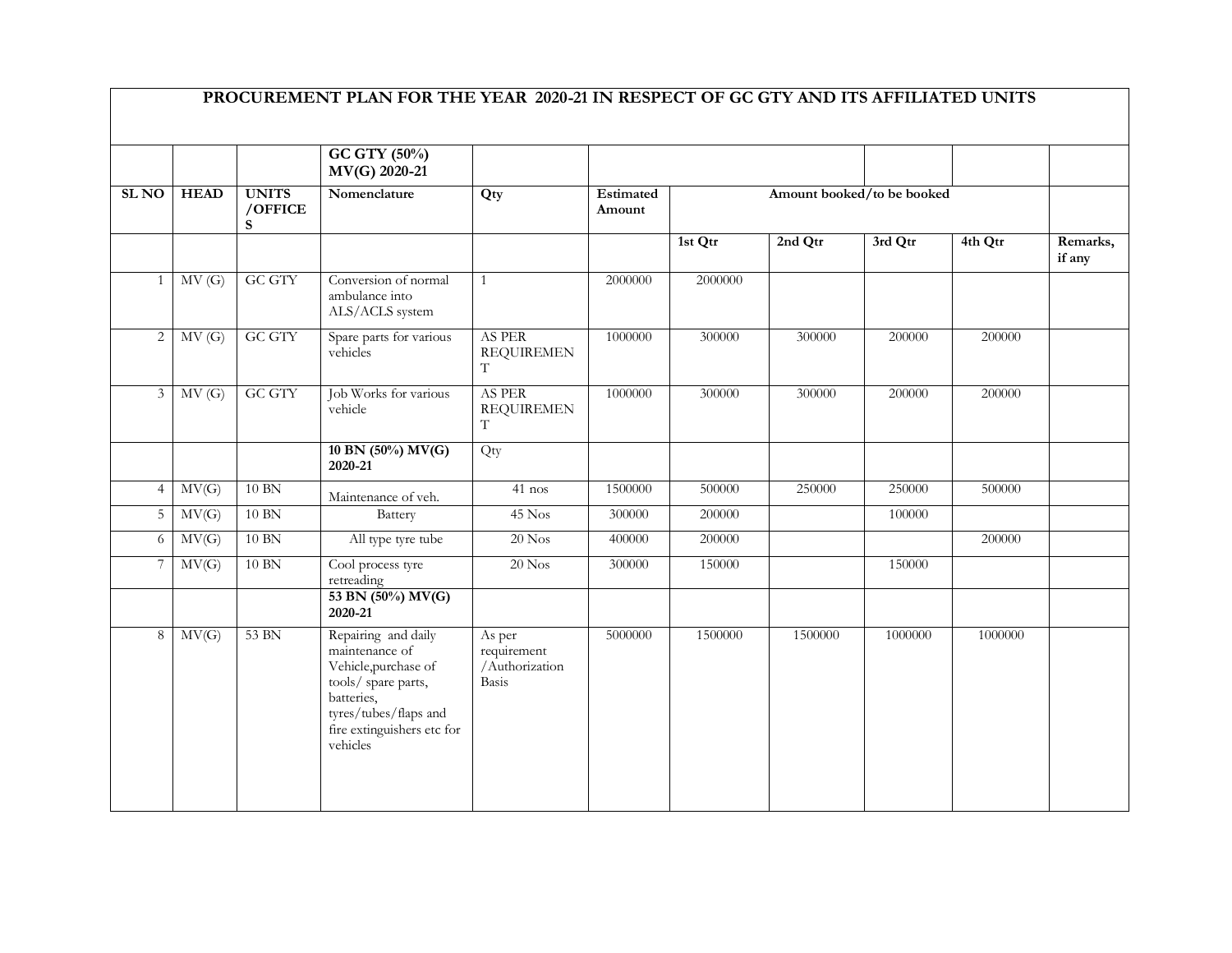| PROCUREMENT PLAN FOR THE YEAR 2020-21 IN RESPECT OF GC GTY AND ITS AFFILIATED UNITS | | | | | | | | | | |
|---|---|---|---|---|---|---|---|---|---|---|
| | | | **GC GTY (50%) MV(G) 2020-21** | | | | | | | |
| **SL NO** | **HEAD** | **UNITS /OFFICES** | **Nomenclature** | **Qty** | **Estimated Amount** | **Amount booked/to be booked** | | | | |
| | | | | | | **1st Qtr** | **2nd Qtr** | **3rd Qtr** | **4th Qtr** | **Remarks, if any** |
| 1 | MV (G) | GC GTY | Conversion of normal ambulance into ALS/ACLS system | 1 | 2000000 | 2000000 | | | | |
| 2 | MV (G) | GC GTY | Spare parts for various vehicles | AS PER REQUIREMENT | 1000000 | 300000 | 300000 | 200000 | 200000 | |
| 3 | MV (G) | GC GTY | Job Works for various vehicle | AS PER REQUIREMENT | 1000000 | 300000 | 300000 | 200000 | 200000 | |
| | | | **10 BN (50%) MV(G) 2020-21** | Qty | | | | | | |
| 4 | MV(G) | 10 BN | Maintenance of veh. | 41 nos | 1500000 | 500000 | 250000 | 250000 | 500000 | |
| 5 | MV(G) | 10 BN | Battery | 45 Nos | 300000 | 200000 | | 100000 | | |
| 6 | MV(G) | 10 BN | All type tyre tube | 20 Nos | 400000 | 200000 | | | 200000 | |
| 7 | MV(G) | 10 BN | Cool process tyre retreading | 20 Nos | 300000 | 150000 | | 150000 | | |
| | | | **53 BN (50%) MV(G) 2020-21** | | | | | | | |
| 8 | MV(G) | 53 BN | Repairing and daily maintenance of Vehicle,purchase of tools/ spare parts, batteries, tyres/tubes/flaps and fire extinguishers etc for vehicles | As per requirement /Authorization Basis | 5000000 | 1500000 | 1500000 | 1000000 | 1000000 | |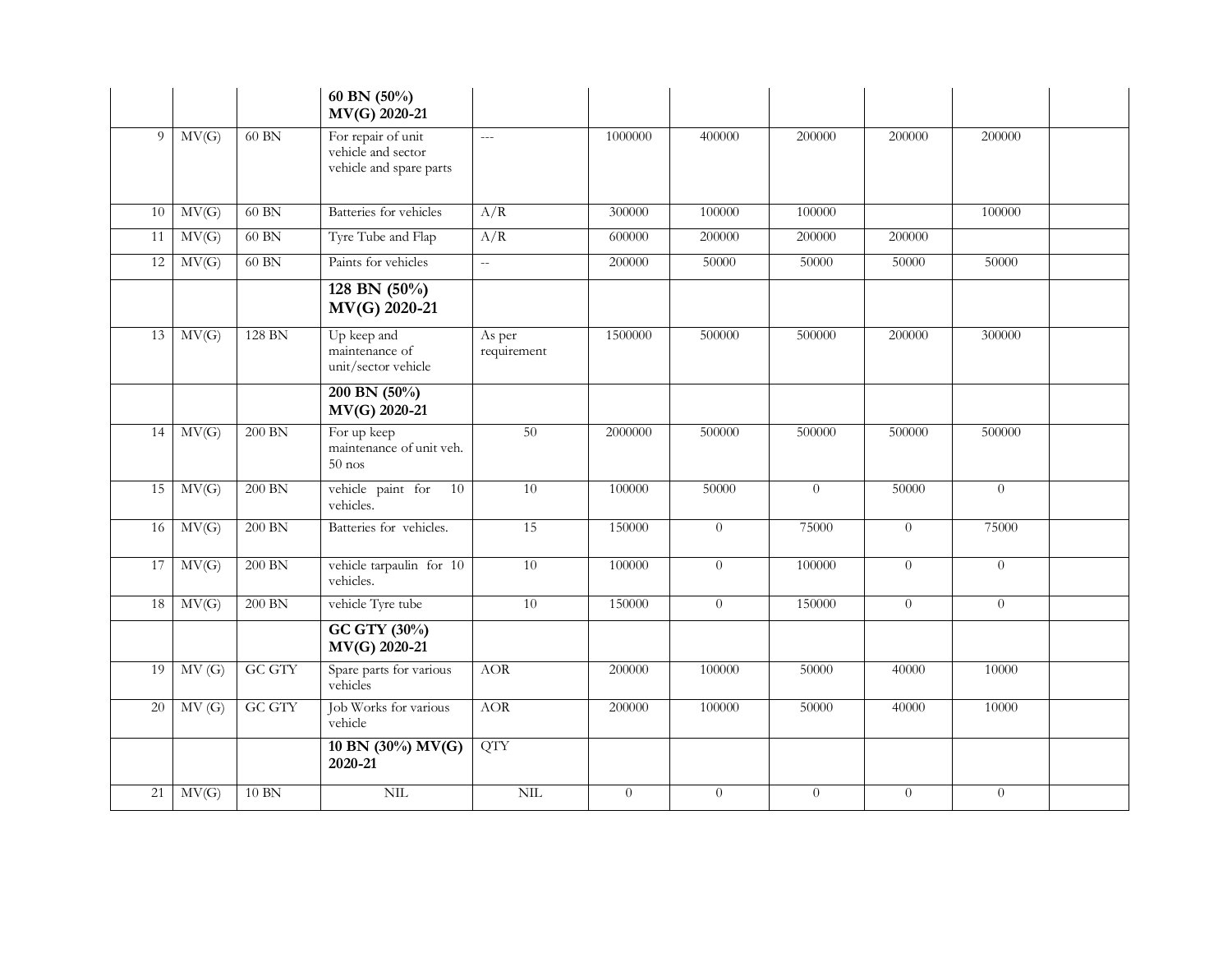| | | | **60 BN (50%) MV(G) 2020-21** | | | | | | | |
|---|---|---|---|---|---|---|---|---|---|---|
| 9 | MV(G) | 60 BN | For repair of unit vehicle and sector vehicle and spare parts | --- | 1000000 | 400000 | 200000 | 200000 | 200000 | |
| 10 | MV(G) | 60 BN | Batteries for vehicles | A/R | 300000 | 100000 | 100000 | | 100000 | |
| 11 | MV(G) | 60 BN | Tyre Tube and Flap | A/R | 600000 | 200000 | 200000 | 200000 | | |
| 12 | MV(G) | 60 BN | Paints for vehicles | -- | 200000 | 50000 | 50000 | 50000 | 50000 | |
| | | | **128 BN (50%) MV(G) 2020-21** | | | | | | | |
| 13 | MV(G) | 128 BN | Up keep and maintenance of unit/sector vehicle | As per requirement | 1500000 | 500000 | 500000 | 200000 | 300000 | |
| | | | **200 BN (50%) MV(G) 2020-21** | | | | | | | |
| 14 | MV(G) | 200 BN | For up keep maintenance of unit veh. 50 nos | 50 | 2000000 | 500000 | 500000 | 500000 | 500000 | |
| 15 | MV(G) | 200 BN | vehicle paint for 10 vehicles. | 10 | 100000 | 50000 | 0 | 50000 | 0 | |
| 16 | MV(G) | 200 BN | Batteries for vehicles. | 15 | 150000 | 0 | 75000 | 0 | 75000 | |
| 17 | MV(G) | 200 BN | vehicle tarpaulin for 10 vehicles. | 10 | 100000 | 0 | 100000 | 0 | 0 | |
| 18 | MV(G) | 200 BN | vehicle Tyre tube | 10 | 150000 | 0 | 150000 | 0 | 0 | |
| | | | **GC GTY (30%) MV(G) 2020-21** | | | | | | | |
| 19 | MV (G) | GC GTY | Spare parts for various vehicles | AOR | 200000 | 100000 | 50000 | 40000 | 10000 | |
| 20 | MV (G) | GC GTY | Job Works for various vehicle | AOR | 200000 | 100000 | 50000 | 40000 | 10000 | |
| | | | **10 BN (30%) MV(G) 2020-21** | QTY | | | | | | |
| 21 | MV(G) | 10 BN | NIL | NIL | 0 | 0 | 0 | 0 | 0 | |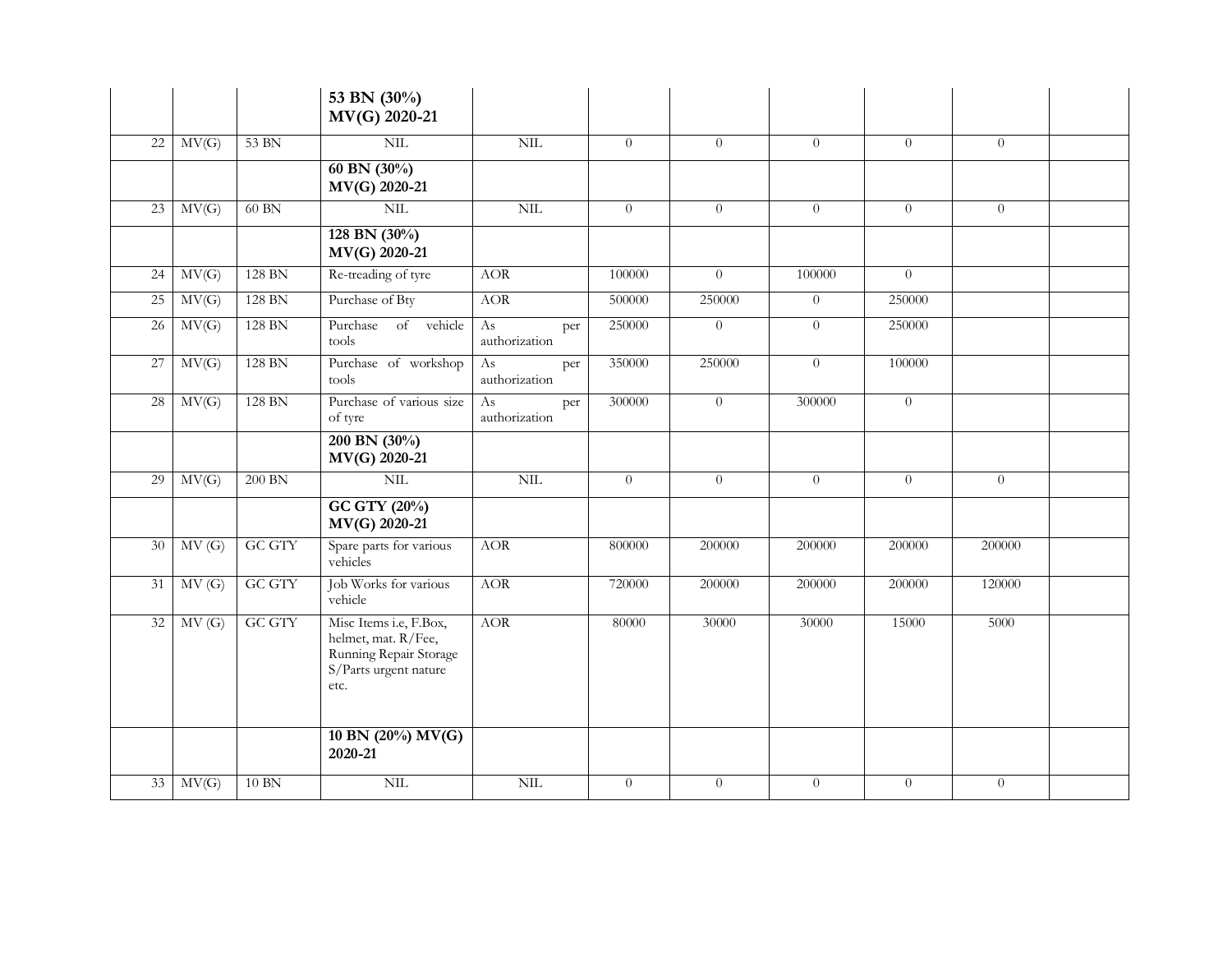| | | | | | | | | | | |
|---|---|---|---|---|---|---|---|---|---|---|
| | | | **53 BN (30%) MV(G) 2020-21** | | | | | | | |
| 22 | MV(G) | 53 BN | NIL | NIL | 0 | 0 | 0 | 0 | 0 | |
| | | | **60 BN (30%) MV(G) 2020-21** | | | | | | | |
| 23 | MV(G) | 60 BN | NIL | NIL | 0 | 0 | 0 | 0 | 0 | |
| | | | **128 BN (30%) MV(G) 2020-21** | | | | | | | |
| 24 | MV(G) | 128 BN | Re-treading of tyre | AOR | 100000 | 0 | 100000 | 0 | | |
| 25 | MV(G) | 128 BN | Purchase of Bty | AOR | 500000 | 250000 | 0 | 250000 | | |
| 26 | MV(G) | 128 BN | Purchase of vehicle tools | As per authorization | 250000 | 0 | 0 | 250000 | | |
| 27 | MV(G) | 128 BN | Purchase of workshop tools | As per authorization | 350000 | 250000 | 0 | 100000 | | |
| 28 | MV(G) | 128 BN | Purchase of various size of tyre | As per authorization | 300000 | 0 | 300000 | 0 | | |
| | | | **200 BN (30%) MV(G) 2020-21** | | | | | | | |
| 29 | MV(G) | 200 BN | NIL | NIL | 0 | 0 | 0 | 0 | 0 | |
| | | | **GC GTY (20%) MV(G) 2020-21** | | | | | | | |
| 30 | MV (G) | GC GTY | Spare parts for various vehicles | AOR | 800000 | 200000 | 200000 | 200000 | 200000 | |
| 31 | MV (G) | GC GTY | Job Works for various vehicle | AOR | 720000 | 200000 | 200000 | 200000 | 120000 | |
| 32 | MV (G) | GC GTY | Misc Items i.e, F.Box, helmet, mat. R/Fee, Running Repair Storage S/Parts urgent nature etc. | AOR | 80000 | 30000 | 30000 | 15000 | 5000 | |
| | | | **10 BN (20%) MV(G) 2020-21** | | | | | | | |
| 33 | MV(G) | 10 BN | NIL | NIL | 0 | 0 | 0 | 0 | 0 | |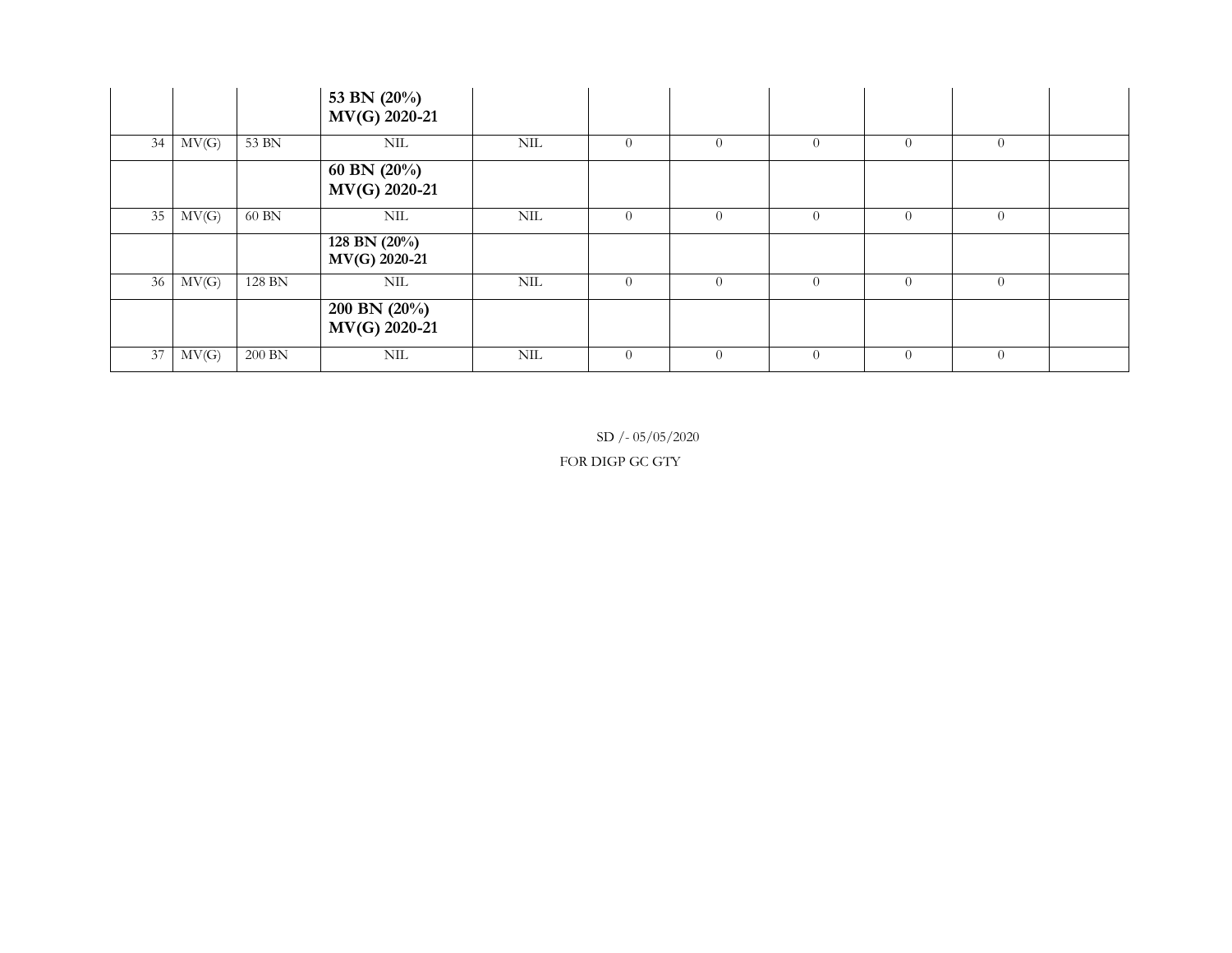| | | | | | | | | | | |
|---|---|---|---|---|---|---|---|---|---|---|
| | | | **53 BN (20%) MV(G) 2020-21** | | | | | | | |
| 34 | MV(G) | 53 BN | NIL | NIL | 0 | 0 | 0 | 0 | 0 | |
| | | | **60 BN (20%) MV(G) 2020-21** | | | | | | | |
| 35 | MV(G) | 60 BN | NIL | NIL | 0 | 0 | 0 | 0 | 0 | |
| | | | **128 BN (20%) MV(G) 2020-21** | | | | | | | |
| 36 | MV(G) | 128 BN | NIL | NIL | 0 | 0 | 0 | 0 | 0 | |
| | | | **200 BN (20%) MV(G) 2020-21** | | | | | | | |
| 37 | MV(G) | 200 BN | NIL | NIL | 0 | 0 | 0 | 0 | 0 | |

SD /- 05/05/2020

FOR DIGP GC GTY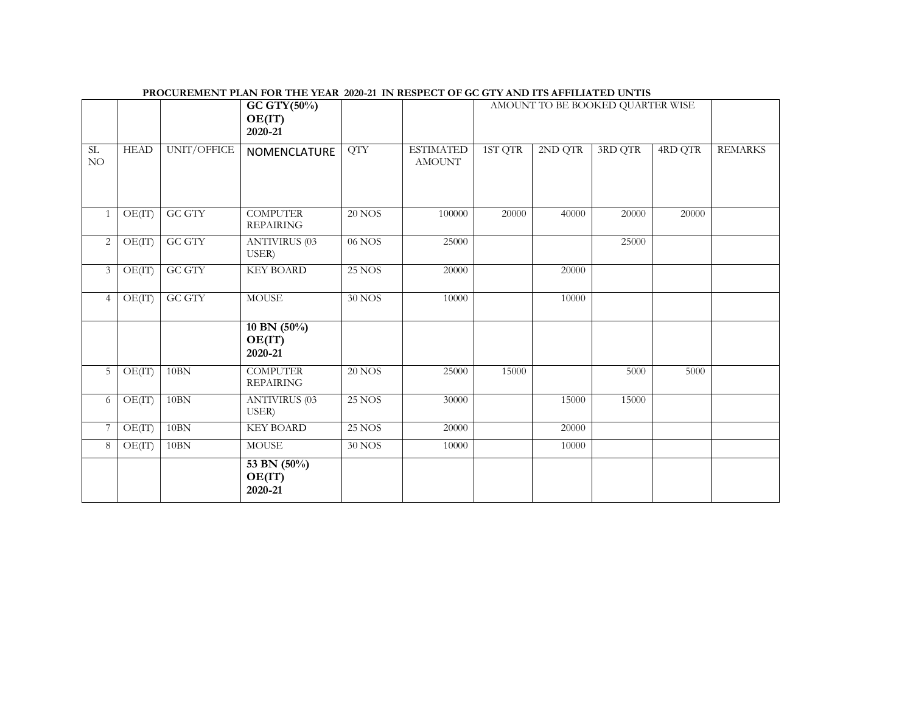**PROCUREMENT PLAN FOR THE YEAR 2020-21 IN RESPECT OF GC GTY AND ITS AFFILIATED UNTIS**

| | | | **GC GTY(50%) OE(IT) 2020-21** | | | AMOUNT TO BE BOOKED QUARTER WISE | | | | |
|---|---|---|---|---|---|---|---|---|---|---|
| SL NO | HEAD | UNIT/OFFICE | NOMENCLATURE | QTY | ESTIMATED AMOUNT | 1ST QTR | 2ND QTR | 3RD QTR | 4RD QTR | REMARKS |
| 1 | OE(IT) | GC GTY | COMPUTER REPAIRING | 20 NOS | 100000 | 20000 | 40000 | 20000 | 20000 | |
| 2 | OE(IT) | GC GTY | ANTIVIRUS (03 USER) | 06 NOS | 25000 | | | 25000 | | |
| 3 | OE(IT) | GC GTY | KEY BOARD | 25 NOS | 20000 | | 20000 | | | |
| 4 | OE(IT) | GC GTY | MOUSE | 30 NOS | 10000 | | 10000 | | | |
| | | | **10 BN (50%) OE(IT) 2020-21** | | | | | | | |
| 5 | OE(IT) | 10BN | COMPUTER REPAIRING | 20 NOS | 25000 | 15000 | | 5000 | 5000 | |
| 6 | OE(IT) | 10BN | ANTIVIRUS (03 USER) | 25 NOS | 30000 | | 15000 | 15000 | | |
| 7 | OE(IT) | 10BN | KEY BOARD | 25 NOS | 20000 | | 20000 | | | |
| 8 | OE(IT) | 10BN | MOUSE | 30 NOS | 10000 | | 10000 | | | |
| | | | **53 BN (50%) OE(IT) 2020-21** | | | | | | | |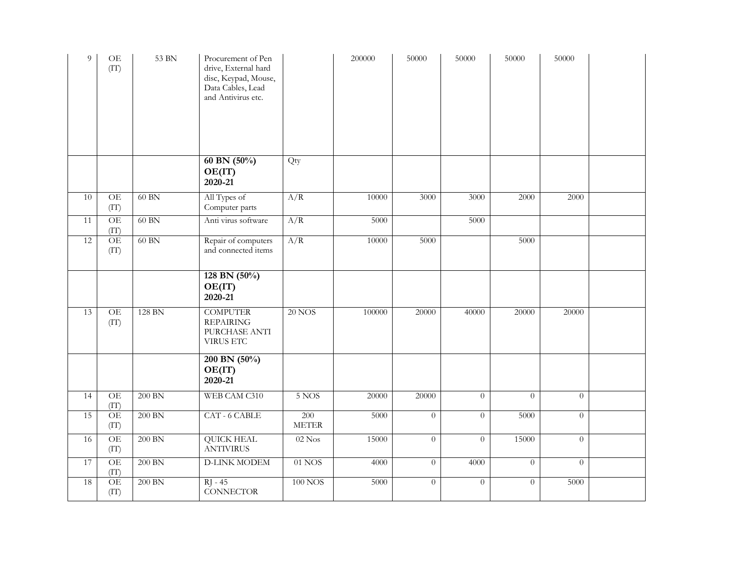| | | | | | | | | | | |
|---|---|---|---|---|---|---|---|---|---|---|
| 9 | OE (IT) | 53 BN | Procurement of Pen drive, External hard disc, Keypad, Mouse, Data Cables, Lead and Antivirus etc. | | 200000 | 50000 | 50000 | 50000 | 50000 | |
| | | | **60 BN (50%) OE(IT) 2020-21** | Qty | | | | | | |
| 10 | OE (IT) | 60 BN | All Types of Computer parts | A/R | 10000 | 3000 | 3000 | 2000 | 2000 | |
| 11 | OE (IT) | 60 BN | Anti virus software | A/R | 5000 | | 5000 | | | |
| 12 | OE (IT) | 60 BN | Repair of computers and connected items | A/R | 10000 | 5000 | | 5000 | | |
| | | | **128 BN (50%) OE(IT) 2020-21** | | | | | | | |
| 13 | OE (IT) | 128 BN | COMPUTER REPAIRING PURCHASE ANTI VIRUS ETC | 20 NOS | 100000 | 20000 | 40000 | 20000 | 20000 | |
| | | | **200 BN (50%) OE(IT) 2020-21** | | | | | | | |
| 14 | OE (IT) | 200 BN | WEB CAM C310 | 5 NOS | 20000 | 20000 | 0 | 0 | 0 | |
| 15 | OE (IT) | 200 BN | CAT - 6 CABLE | 200 METER | 5000 | 0 | 0 | 5000 | 0 | |
| 16 | OE (IT) | 200 BN | QUICK HEAL ANTIVIRUS | 02 Nos | 15000 | 0 | 0 | 15000 | 0 | |
| 17 | OE (IT) | 200 BN | D-LINK MODEM | 01 NOS | 4000 | 0 | 4000 | 0 | 0 | |
| 18 | OE (IT) | 200 BN | RJ - 45 CONNECTOR | 100 NOS | 5000 | 0 | 0 | 0 | 5000 | |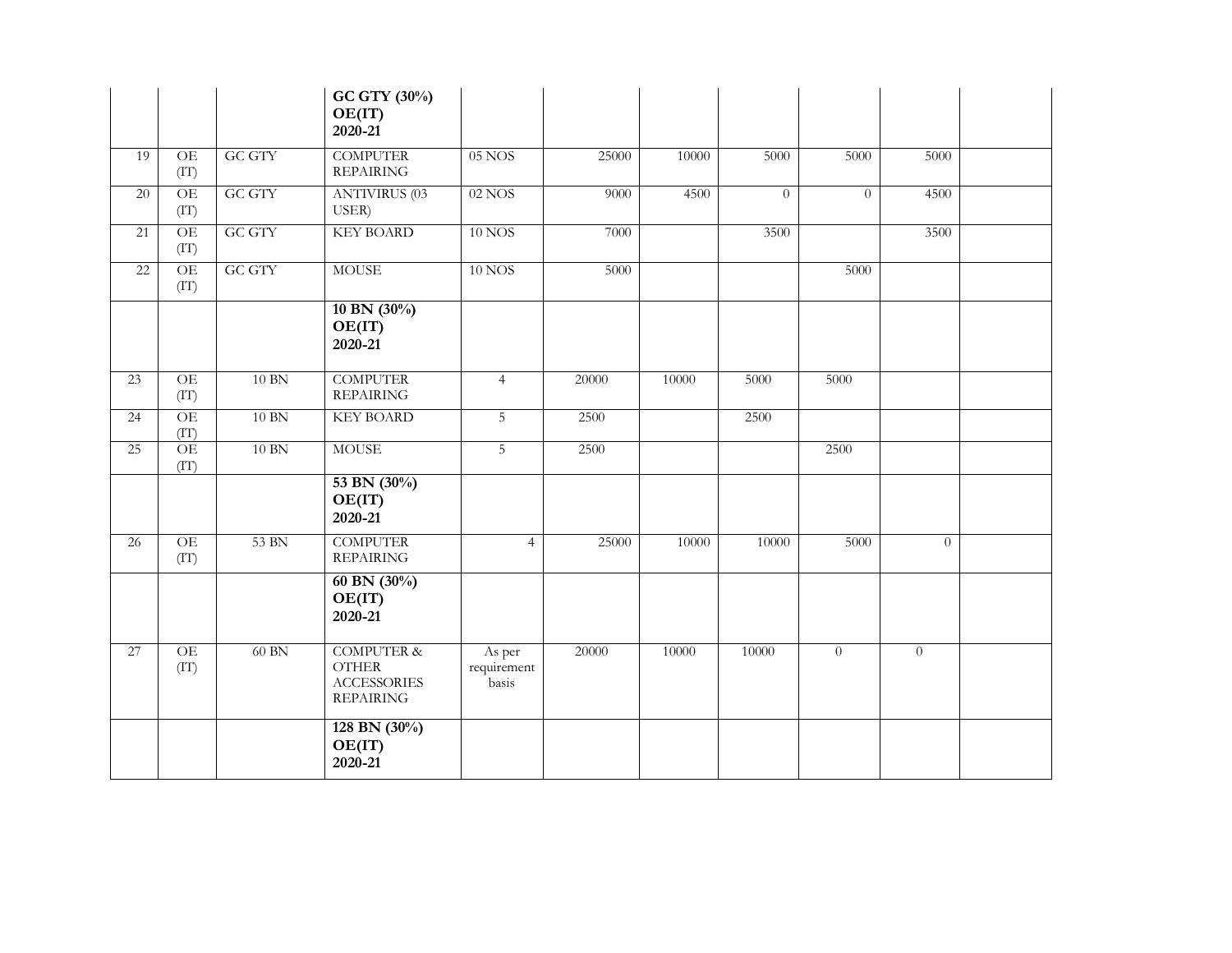| | | | **GC GTY (30%) OE(IT) 2020-21** | | | | | | | |
|---|---|---|---|---|---|---|---|---|---|---|
| 19 | OE (IT) | GC GTY | COMPUTER REPAIRING | 05 NOS | 25000 | 10000 | 5000 | 5000 | 5000 | |
| 20 | OE (IT) | GC GTY | ANTIVIRUS (03 USER) | 02 NOS | 9000 | 4500 | 0 | 0 | 4500 | |
| 21 | OE (IT) | GC GTY | KEY BOARD | 10 NOS | 7000 | | 3500 | | 3500 | |
| 22 | OE (IT) | GC GTY | MOUSE | 10 NOS | 5000 | | | 5000 | | |
| | | | **10 BN (30%) OE(IT) 2020-21** | | | | | | | |
| 23 | OE (IT) | 10 BN | COMPUTER REPAIRING | 4 | 20000 | 10000 | 5000 | 5000 | | |
| 24 | OE (IT) | 10 BN | KEY BOARD | 5 | 2500 | | 2500 | | | |
| 25 | OE (IT) | 10 BN | MOUSE | 5 | 2500 | | | 2500 | | |
| | | | **53 BN (30%) OE(IT) 2020-21** | | | | | | | |
| 26 | OE (IT) | 53 BN | COMPUTER REPAIRING | 4 | 25000 | 10000 | 10000 | 5000 | 0 | |
| | | | **60 BN (30%) OE(IT) 2020-21** | | | | | | | |
| 27 | OE (IT) | 60 BN | COMPUTER & OTHER ACCESSORIES REPAIRING | As per requirement basis | 20000 | 10000 | 10000 | 0 | 0 | |
| | | | **128 BN (30%) OE(IT) 2020-21** | | | | | | | |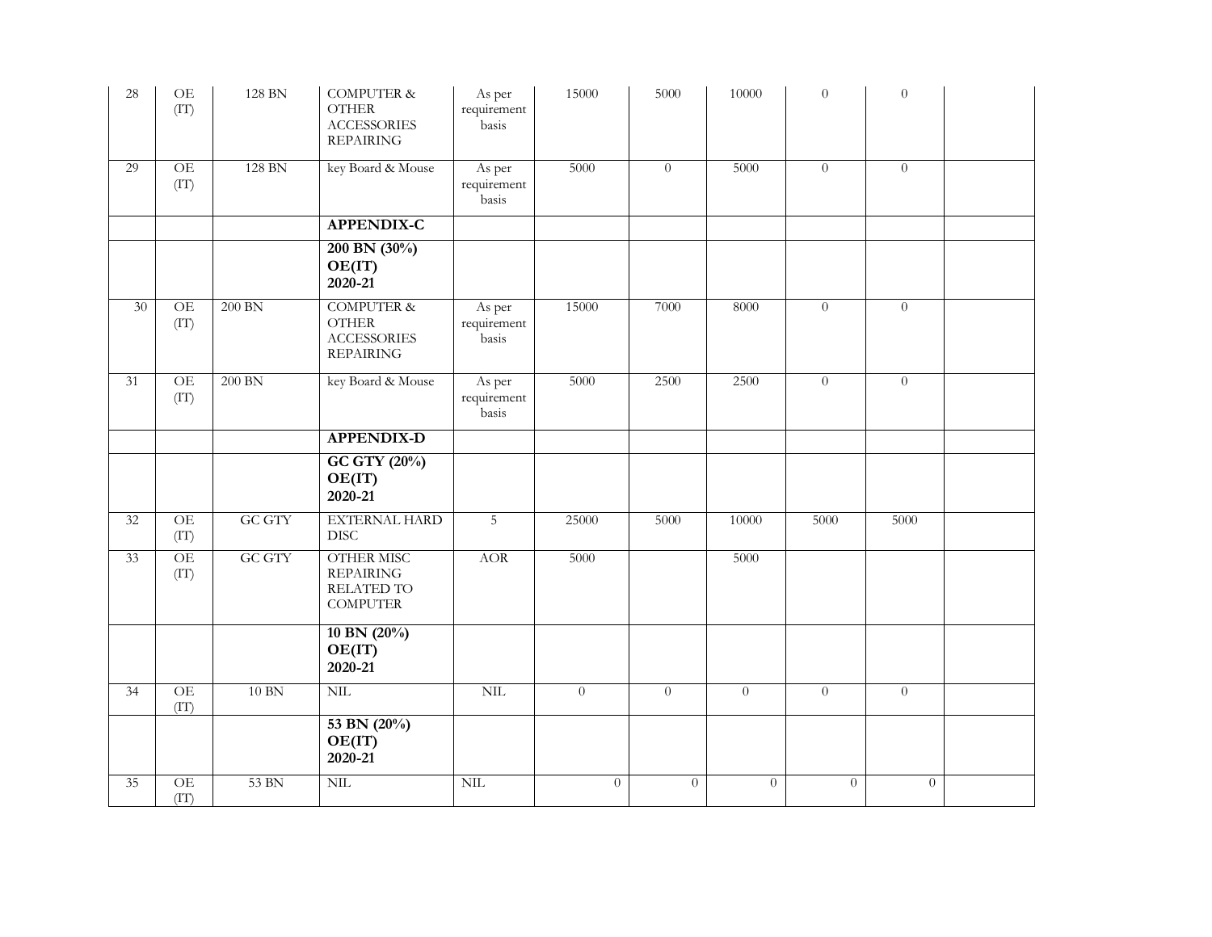| 28 | OE (IT) | 128 BN | COMPUTER & OTHER ACCESSORIES REPAIRING | As per requirement basis | 15000 | 5000 | 10000 | 0 | 0 | |
|---|---|---|---|---|---|---|---|---|---|---|
| 29 | OE (IT) | 128 BN | key Board & Mouse | As per requirement basis | 5000 | 0 | 5000 | 0 | 0 | |
| | | | **APPENDIX-C** | | | | | | | |
| | | | **200 BN (30%) OE(IT) 2020-21** | | | | | | | |
| 30 | OE (IT) | 200 BN | COMPUTER & OTHER ACCESSORIES REPAIRING | As per requirement basis | 15000 | 7000 | 8000 | 0 | 0 | |
| 31 | OE (IT) | 200 BN | key Board & Mouse | As per requirement basis | 5000 | 2500 | 2500 | 0 | 0 | |
| | | | **APPENDIX-D** | | | | | | | |
| | | | **GC GTY (20%) OE(IT) 2020-21** | | | | | | | |
| 32 | OE (IT) | GC GTY | EXTERNAL HARD DISC | 5 | 25000 | 5000 | 10000 | 5000 | 5000 | |
| 33 | OE (IT) | GC GTY | OTHER MISC REPAIRING RELATED TO COMPUTER | AOR | 5000 | | 5000 | | | |
| | | | **10 BN (20%) OE(IT) 2020-21** | | | | | | | |
| 34 | OE (IT) | 10 BN | NIL | NIL | 0 | 0 | 0 | 0 | 0 | |
| | | | **53 BN (20%) OE(IT) 2020-21** | | | | | | | |
| 35 | OE (IT) | 53 BN | NIL | NIL | 0 | 0 | 0 | 0 | 0 | |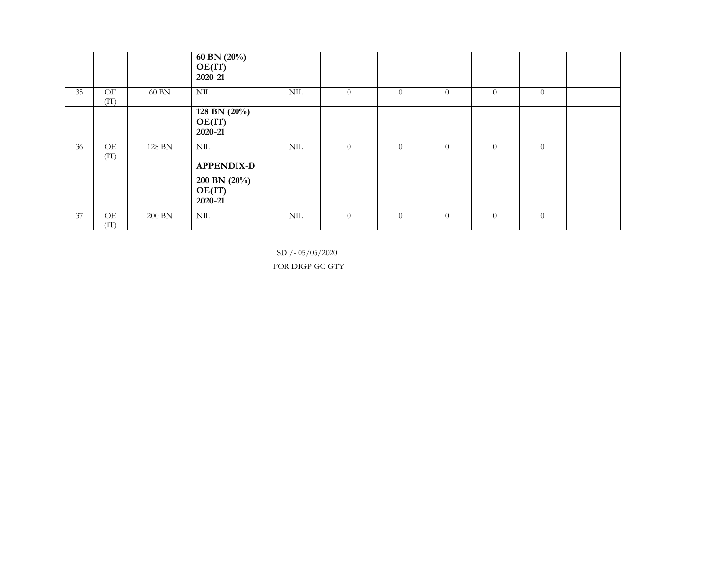| | | | | | | | | | | |
|---|---|---|---|---|---|---|---|---|---|---|
| | | | **60 BN (20%) OE(IT) 2020-21** | | | | | | | |
| 35 | OE (IT) | 60 BN | NIL | NIL | 0 | 0 | 0 | 0 | 0 | |
| | | | **128 BN (20%) OE(IT) 2020-21** | | | | | | | |
| 36 | OE (IT) | 128 BN | NIL | NIL | 0 | 0 | 0 | 0 | 0 | |
| | | | **APPENDIX-D** | | | | | | | |
| | | | **200 BN (20%) OE(IT) 2020-21** | | | | | | | |
| 37 | OE (IT) | 200 BN | NIL | NIL | 0 | 0 | 0 | 0 | 0 | |

SD /- 05/05/2020

FOR DIGP GC GTY